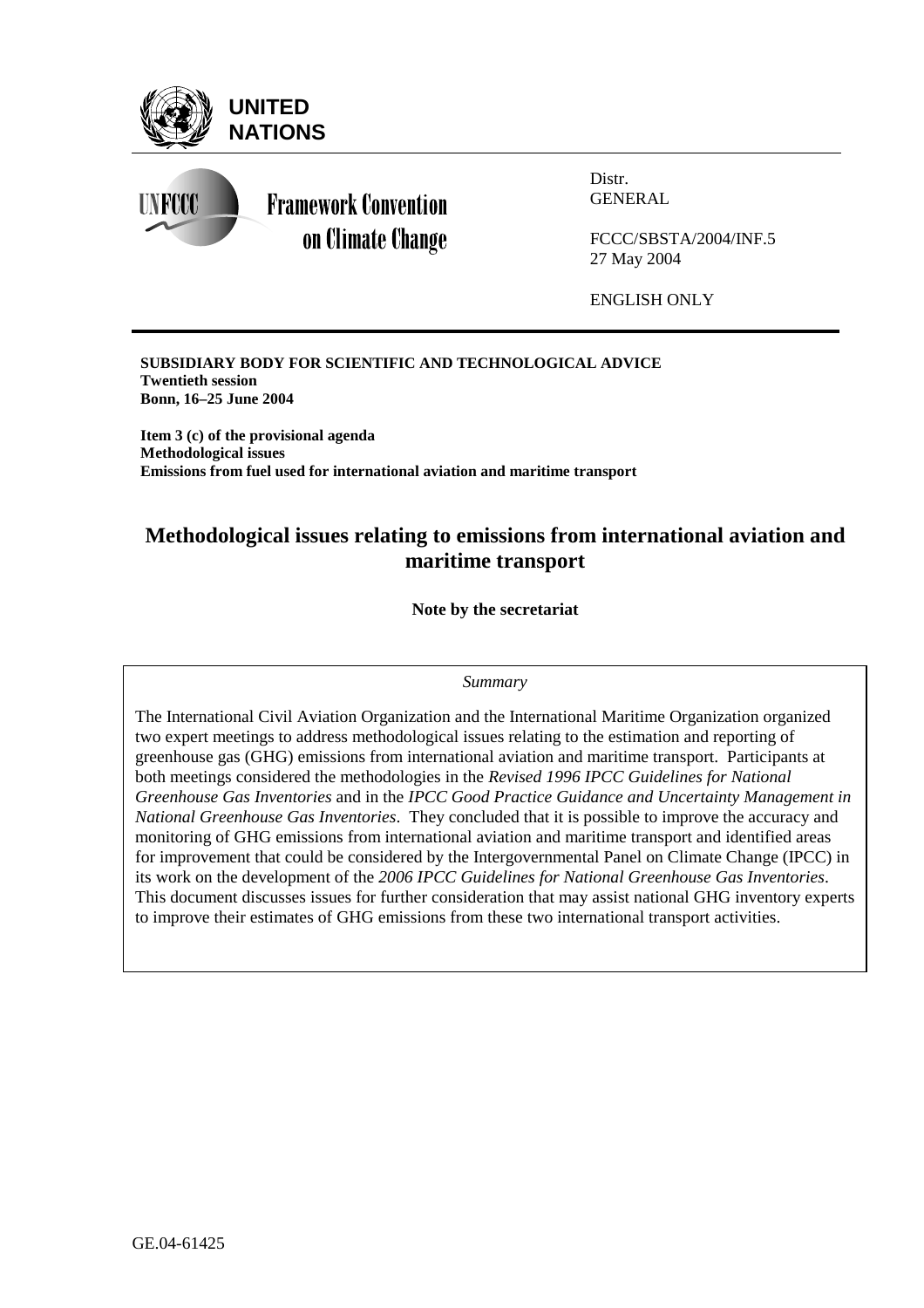**UNITED NATIONS**

**Framework Convention on Climate Change**

Distr.
GENERAL

FCCC/SBSTA/2004/INF.5
27 May 2004

ENGLISH ONLY

**SUBSIDIARY BODY FOR SCIENTIFIC AND TECHNOLOGICAL ADVICE**
**Twentieth session**
**Bonn, 16–25 June 2004**

**Item 3 (c) of the provisional agenda**
**Methodological issues**
**Emissions from fuel used for international aviation and maritime transport**

# Methodological issues relating to emissions from international aviation and maritime transport

**Note by the secretariat**

*Summary*

The International Civil Aviation Organization and the International Maritime Organization organized two expert meetings to address methodological issues relating to the estimation and reporting of greenhouse gas (GHG) emissions from international aviation and maritime transport. Participants at both meetings considered the methodologies in the *Revised 1996 IPCC Guidelines for National Greenhouse Gas Inventories* and in the *IPCC Good Practice Guidance and Uncertainty Management in National Greenhouse Gas Inventories*. They concluded that it is possible to improve the accuracy and monitoring of GHG emissions from international aviation and maritime transport and identified areas for improvement that could be considered by the Intergovernmental Panel on Climate Change (IPCC) in its work on the development of the *2006 IPCC Guidelines for National Greenhouse Gas Inventories*. This document discusses issues for further consideration that may assist national GHG inventory experts to improve their estimates of GHG emissions from these two international transport activities.

GE.04-61425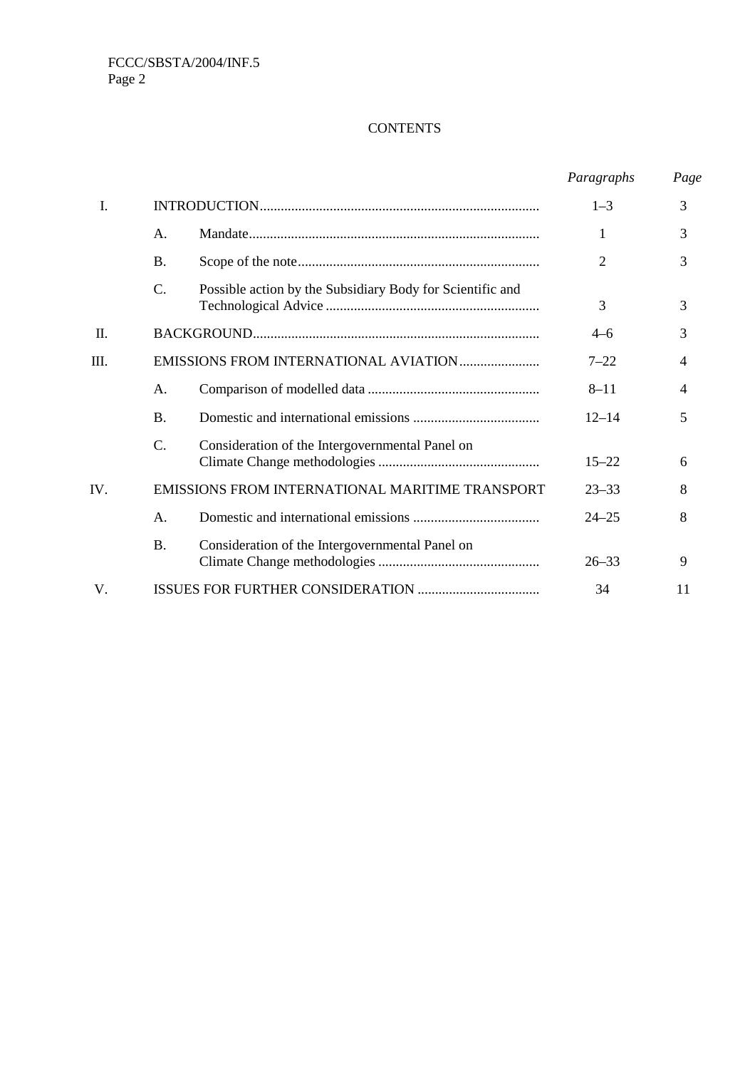CONTENTS

| | | | *Paragraphs* | *Page* |
|---|---|---|---|---|
| I. | INTRODUCTION | | 1–3 | 3 |
| | A. | Mandate | 1 | 3 |
| | B. | Scope of the note | 2 | 3 |
| | C. | Possible action by the Subsidiary Body for Scientific and Technological Advice | 3 | 3 |
| II. | BACKGROUND | | 4–6 | 3 |
| III. | EMISSIONS FROM INTERNATIONAL AVIATION | | 7–22 | 4 |
| | A. | Comparison of modelled data | 8–11 | 4 |
| | B. | Domestic and international emissions | 12–14 | 5 |
| | C. | Consideration of the Intergovernmental Panel on Climate Change methodologies | 15–22 | 6 |
| IV. | EMISSIONS FROM INTERNATIONAL MARITIME TRANSPORT | | 23–33 | 8 |
| | A. | Domestic and international emissions | 24–25 | 8 |
| | B. | Consideration of the Intergovernmental Panel on Climate Change methodologies | 26–33 | 9 |
| V. | ISSUES FOR FURTHER CONSIDERATION | | 34 | 11 |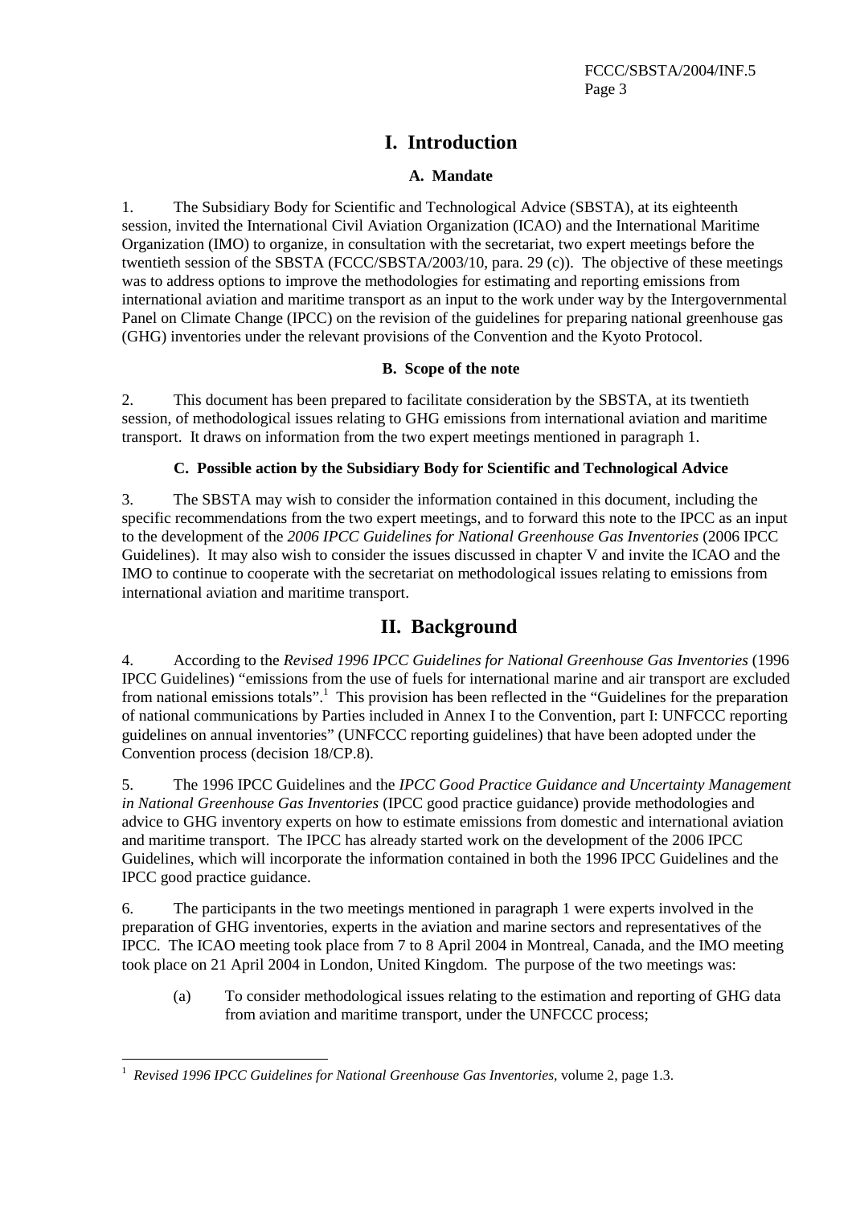# I. Introduction

### A. Mandate

1. The Subsidiary Body for Scientific and Technological Advice (SBSTA), at its eighteenth session, invited the International Civil Aviation Organization (ICAO) and the International Maritime Organization (IMO) to organize, in consultation with the secretariat, two expert meetings before the twentieth session of the SBSTA (FCCC/SBSTA/2003/10, para. 29 (c)). The objective of these meetings was to address options to improve the methodologies for estimating and reporting emissions from international aviation and maritime transport as an input to the work under way by the Intergovernmental Panel on Climate Change (IPCC) on the revision of the guidelines for preparing national greenhouse gas (GHG) inventories under the relevant provisions of the Convention and the Kyoto Protocol.

### B. Scope of the note

2. This document has been prepared to facilitate consideration by the SBSTA, at its twentieth session, of methodological issues relating to GHG emissions from international aviation and maritime transport. It draws on information from the two expert meetings mentioned in paragraph 1.

### C. Possible action by the Subsidiary Body for Scientific and Technological Advice

3. The SBSTA may wish to consider the information contained in this document, including the specific recommendations from the two expert meetings, and to forward this note to the IPCC as an input to the development of the *2006 IPCC Guidelines for National Greenhouse Gas Inventories* (2006 IPCC Guidelines). It may also wish to consider the issues discussed in chapter V and invite the ICAO and the IMO to continue to cooperate with the secretariat on methodological issues relating to emissions from international aviation and maritime transport.

# II. Background

4. According to the *Revised 1996 IPCC Guidelines for National Greenhouse Gas Inventories* (1996 IPCC Guidelines) "emissions from the use of fuels for international marine and air transport are excluded from national emissions totals".[1] This provision has been reflected in the "Guidelines for the preparation of national communications by Parties included in Annex I to the Convention, part I: UNFCCC reporting guidelines on annual inventories" (UNFCCC reporting guidelines) that have been adopted under the Convention process (decision 18/CP.8).

5. The 1996 IPCC Guidelines and the *IPCC Good Practice Guidance and Uncertainty Management in National Greenhouse Gas Inventories* (IPCC good practice guidance) provide methodologies and advice to GHG inventory experts on how to estimate emissions from domestic and international aviation and maritime transport. The IPCC has already started work on the development of the 2006 IPCC Guidelines, which will incorporate the information contained in both the 1996 IPCC Guidelines and the IPCC good practice guidance.

6. The participants in the two meetings mentioned in paragraph 1 were experts involved in the preparation of GHG inventories, experts in the aviation and marine sectors and representatives of the IPCC. The ICAO meeting took place from 7 to 8 April 2004 in Montreal, Canada, and the IMO meeting took place on 21 April 2004 in London, United Kingdom. The purpose of the two meetings was:

(a) To consider methodological issues relating to the estimation and reporting of GHG data from aviation and maritime transport, under the UNFCCC process;

---

[1] *Revised 1996 IPCC Guidelines for National Greenhouse Gas Inventories*, volume 2, page 1.3.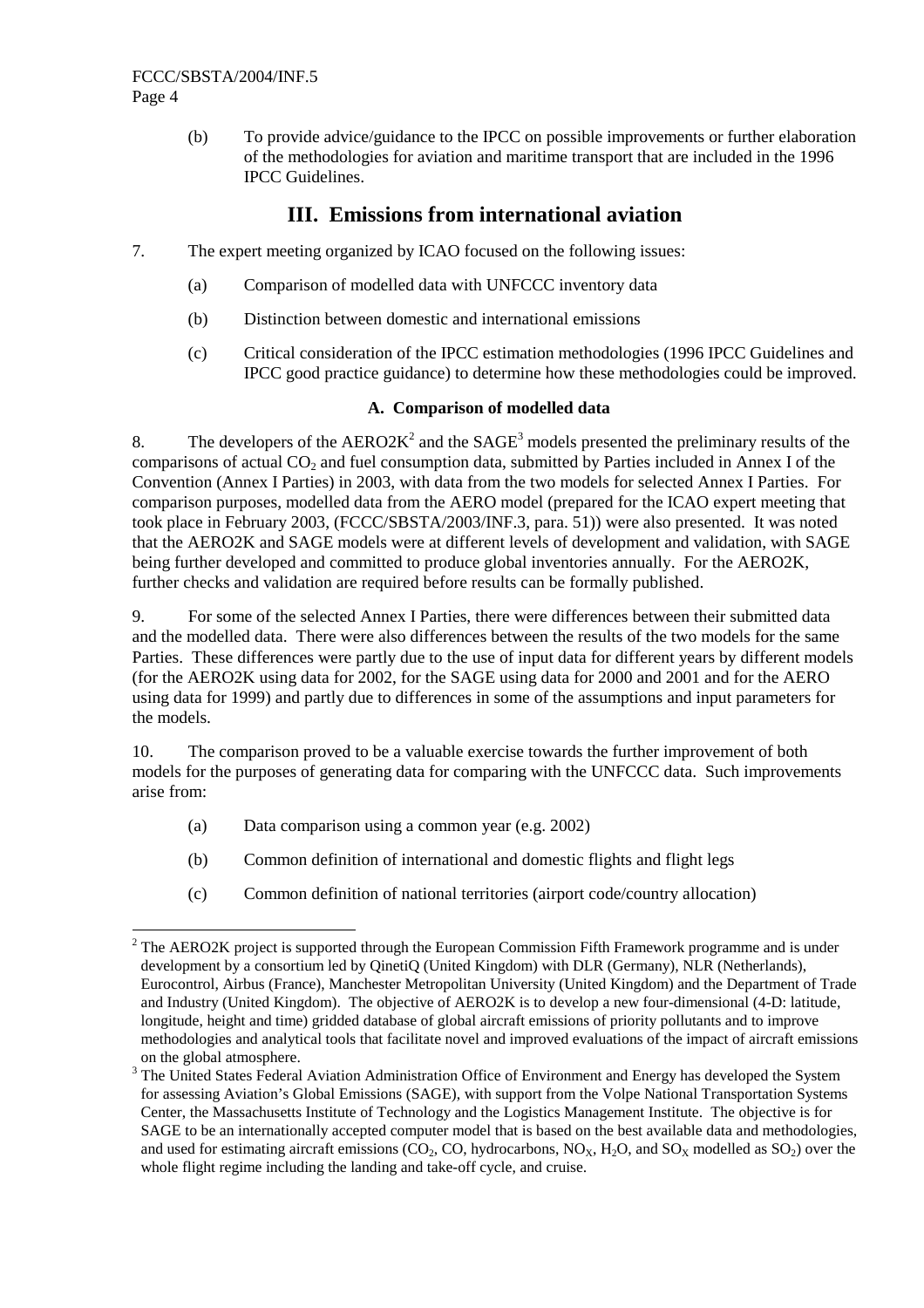(b) To provide advice/guidance to the IPCC on possible improvements or further elaboration of the methodologies for aviation and maritime transport that are included in the 1996 IPCC Guidelines.

## III. Emissions from international aviation

7. The expert meeting organized by ICAO focused on the following issues:

(a) Comparison of modelled data with UNFCCC inventory data

(b) Distinction between domestic and international emissions

(c) Critical consideration of the IPCC estimation methodologies (1996 IPCC Guidelines and IPCC good practice guidance) to determine how these methodologies could be improved.

### A. Comparison of modelled data

8. The developers of the AERO2K[2] and the SAGE[3] models presented the preliminary results of the comparisons of actual $CO_2$ and fuel consumption data, submitted by Parties included in Annex I of the Convention (Annex I Parties) in 2003, with data from the two models for selected Annex I Parties. For comparison purposes, modelled data from the AERO model (prepared for the ICAO expert meeting that took place in February 2003, (FCCC/SBSTA/2003/INF.3, para. 51)) were also presented. It was noted that the AERO2K and SAGE models were at different levels of development and validation, with SAGE being further developed and committed to produce global inventories annually. For the AERO2K, further checks and validation are required before results can be formally published.

9. For some of the selected Annex I Parties, there were differences between their submitted data and the modelled data. There were also differences between the results of the two models for the same Parties. These differences were partly due to the use of input data for different years by different models (for the AERO2K using data for 2002, for the SAGE using data for 2000 and 2001 and for the AERO using data for 1999) and partly due to differences in some of the assumptions and input parameters for the models.

10. The comparison proved to be a valuable exercise towards the further improvement of both models for the purposes of generating data for comparing with the UNFCCC data. Such improvements arise from:

(a) Data comparison using a common year (e.g. 2002)

(b) Common definition of international and domestic flights and flight legs

(c) Common definition of national territories (airport code/country allocation)

---

[2] The AERO2K project is supported through the European Commission Fifth Framework programme and is under development by a consortium led by QinetiQ (United Kingdom) with DLR (Germany), NLR (Netherlands), Eurocontrol, Airbus (France), Manchester Metropolitan University (United Kingdom) and the Department of Trade and Industry (United Kingdom). The objective of AERO2K is to develop a new four-dimensional (4-D: latitude, longitude, height and time) gridded database of global aircraft emissions of priority pollutants and to improve methodologies and analytical tools that facilitate novel and improved evaluations of the impact of aircraft emissions on the global atmosphere.

[3] The United States Federal Aviation Administration Office of Environment and Energy has developed the System for assessing Aviation's Global Emissions (SAGE), with support from the Volpe National Transportation Systems Center, the Massachusetts Institute of Technology and the Logistics Management Institute. The objective is for SAGE to be an internationally accepted computer model that is based on the best available data and methodologies, and used for estimating aircraft emissions ($CO_2$, CO, hydrocarbons, $NO_X$, $H_2O$, and $SO_X$ modelled as $SO_2$) over the whole flight regime including the landing and take-off cycle, and cruise.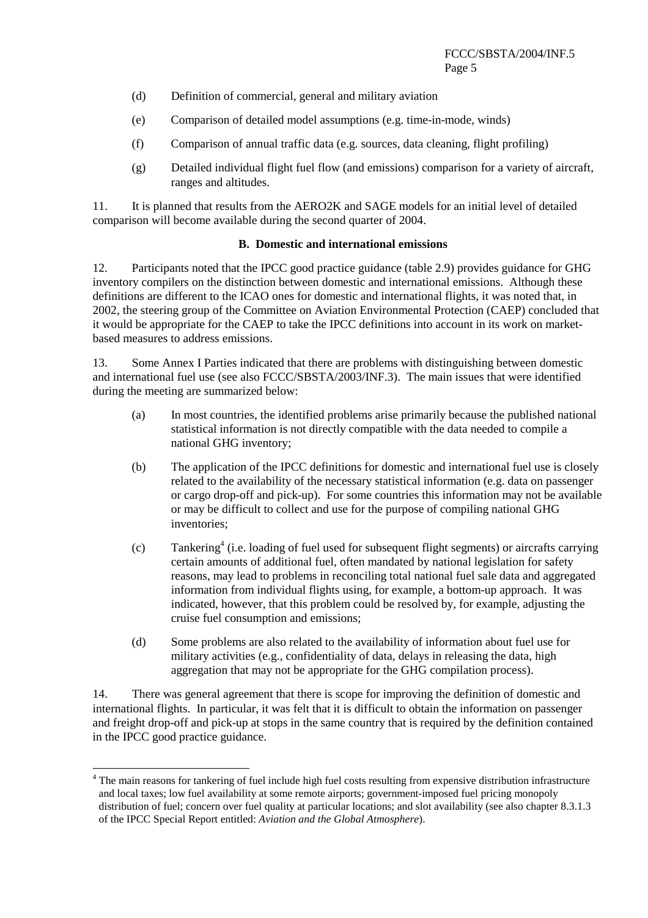(d) Definition of commercial, general and military aviation

(e) Comparison of detailed model assumptions (e.g. time-in-mode, winds)

(f) Comparison of annual traffic data (e.g. sources, data cleaning, flight profiling)

(g) Detailed individual flight fuel flow (and emissions) comparison for a variety of aircraft, ranges and altitudes.

11. It is planned that results from the AERO2K and SAGE models for an initial level of detailed comparison will become available during the second quarter of 2004.

### B. Domestic and international emissions

12. Participants noted that the IPCC good practice guidance (table 2.9) provides guidance for GHG inventory compilers on the distinction between domestic and international emissions. Although these definitions are different to the ICAO ones for domestic and international flights, it was noted that, in 2002, the steering group of the Committee on Aviation Environmental Protection (CAEP) concluded that it would be appropriate for the CAEP to take the IPCC definitions into account in its work on market-based measures to address emissions.

13. Some Annex I Parties indicated that there are problems with distinguishing between domestic and international fuel use (see also FCCC/SBSTA/2003/INF.3). The main issues that were identified during the meeting are summarized below:

(a) In most countries, the identified problems arise primarily because the published national statistical information is not directly compatible with the data needed to compile a national GHG inventory;

(b) The application of the IPCC definitions for domestic and international fuel use is closely related to the availability of the necessary statistical information (e.g. data on passenger or cargo drop-off and pick-up). For some countries this information may not be available or may be difficult to collect and use for the purpose of compiling national GHG inventories;

(c) Tankering[4] (i.e. loading of fuel used for subsequent flight segments) or aircrafts carrying certain amounts of additional fuel, often mandated by national legislation for safety reasons, may lead to problems in reconciling total national fuel sale data and aggregated information from individual flights using, for example, a bottom-up approach. It was indicated, however, that this problem could be resolved by, for example, adjusting the cruise fuel consumption and emissions;

(d) Some problems are also related to the availability of information about fuel use for military activities (e.g., confidentiality of data, delays in releasing the data, high aggregation that may not be appropriate for the GHG compilation process).

14. There was general agreement that there is scope for improving the definition of domestic and international flights. In particular, it was felt that it is difficult to obtain the information on passenger and freight drop-off and pick-up at stops in the same country that is required by the definition contained in the IPCC good practice guidance.

---

[4] The main reasons for tankering of fuel include high fuel costs resulting from expensive distribution infrastructure and local taxes; low fuel availability at some remote airports; government-imposed fuel pricing monopoly distribution of fuel; concern over fuel quality at particular locations; and slot availability (see also chapter 8.3.1.3 of the IPCC Special Report entitled: *Aviation and the Global Atmosphere*).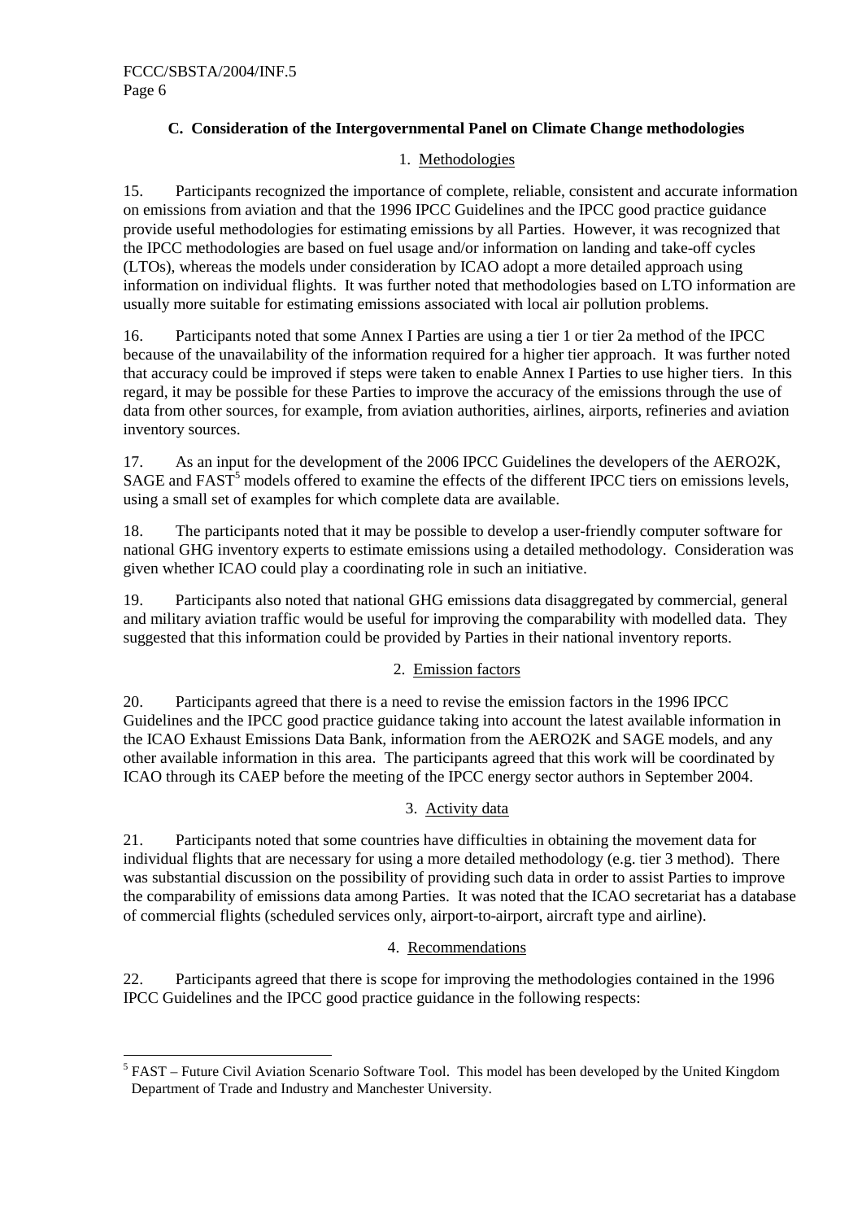### C. Consideration of the Intergovernmental Panel on Climate Change methodologies

#### 1. Methodologies

15. Participants recognized the importance of complete, reliable, consistent and accurate information on emissions from aviation and that the 1996 IPCC Guidelines and the IPCC good practice guidance provide useful methodologies for estimating emissions by all Parties. However, it was recognized that the IPCC methodologies are based on fuel usage and/or information on landing and take-off cycles (LTOs), whereas the models under consideration by ICAO adopt a more detailed approach using information on individual flights. It was further noted that methodologies based on LTO information are usually more suitable for estimating emissions associated with local air pollution problems.

16. Participants noted that some Annex I Parties are using a tier 1 or tier 2a method of the IPCC because of the unavailability of the information required for a higher tier approach. It was further noted that accuracy could be improved if steps were taken to enable Annex I Parties to use higher tiers. In this regard, it may be possible for these Parties to improve the accuracy of the emissions through the use of data from other sources, for example, from aviation authorities, airlines, airports, refineries and aviation inventory sources.

17. As an input for the development of the 2006 IPCC Guidelines the developers of the AERO2K, SAGE and FAST[5] models offered to examine the effects of the different IPCC tiers on emissions levels, using a small set of examples for which complete data are available.

18. The participants noted that it may be possible to develop a user-friendly computer software for national GHG inventory experts to estimate emissions using a detailed methodology. Consideration was given whether ICAO could play a coordinating role in such an initiative.

19. Participants also noted that national GHG emissions data disaggregated by commercial, general and military aviation traffic would be useful for improving the comparability with modelled data. They suggested that this information could be provided by Parties in their national inventory reports.

#### 2. Emission factors

20. Participants agreed that there is a need to revise the emission factors in the 1996 IPCC Guidelines and the IPCC good practice guidance taking into account the latest available information in the ICAO Exhaust Emissions Data Bank, information from the AERO2K and SAGE models, and any other available information in this area. The participants agreed that this work will be coordinated by ICAO through its CAEP before the meeting of the IPCC energy sector authors in September 2004.

#### 3. Activity data

21. Participants noted that some countries have difficulties in obtaining the movement data for individual flights that are necessary for using a more detailed methodology (e.g. tier 3 method). There was substantial discussion on the possibility of providing such data in order to assist Parties to improve the comparability of emissions data among Parties. It was noted that the ICAO secretariat has a database of commercial flights (scheduled services only, airport-to-airport, aircraft type and airline).

#### 4. Recommendations

22. Participants agreed that there is scope for improving the methodologies contained in the 1996 IPCC Guidelines and the IPCC good practice guidance in the following respects:

---

[5] FAST – Future Civil Aviation Scenario Software Tool. This model has been developed by the United Kingdom Department of Trade and Industry and Manchester University.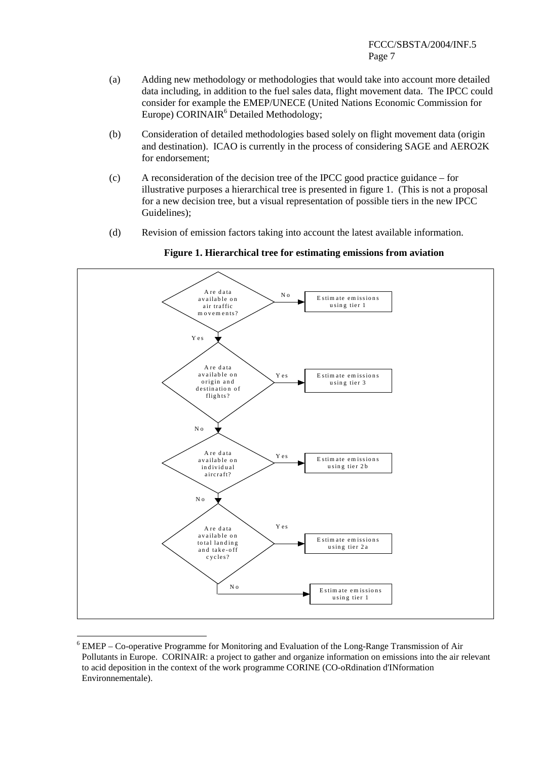(a) Adding new methodology or methodologies that would take into account more detailed data including, in addition to the fuel sales data, flight movement data. The IPCC could consider for example the EMEP/UNECE (United Nations Economic Commission for Europe) CORINAIR[6] Detailed Methodology;

(b) Consideration of detailed methodologies based solely on flight movement data (origin and destination). ICAO is currently in the process of considering SAGE and AERO2K for endorsement;

(c) A reconsideration of the decision tree of the IPCC good practice guidance – for illustrative purposes a hierarchical tree is presented in figure 1. (This is not a proposal for a new decision tree, but a visual representation of possible tiers in the new IPCC Guidelines);

(d) Revision of emission factors taking into account the latest available information.

**Figure 1. Hierarchical tree for estimating emissions from aviation**

Are data available on air traffic movements?
- No → Estimate emissions using tier 1
- Yes → Are data available on origin and destination of flights?
  - Yes → Estimate emissions using tier 3
  - No → Are data available on individual aircraft?
    - Yes → Estimate emissions using tier 2b
    - No → Are data available on total landing and take-off cycles?
      - Yes → Estimate emissions using tier 2a
      - No → Estimate emissions using tier 1

---

[6] EMEP – Co-operative Programme for Monitoring and Evaluation of the Long-Range Transmission of Air Pollutants in Europe. CORINAIR: a project to gather and organize information on emissions into the air relevant to acid deposition in the context of the work programme CORINE (CO-oRdination d'INformation Environnementale).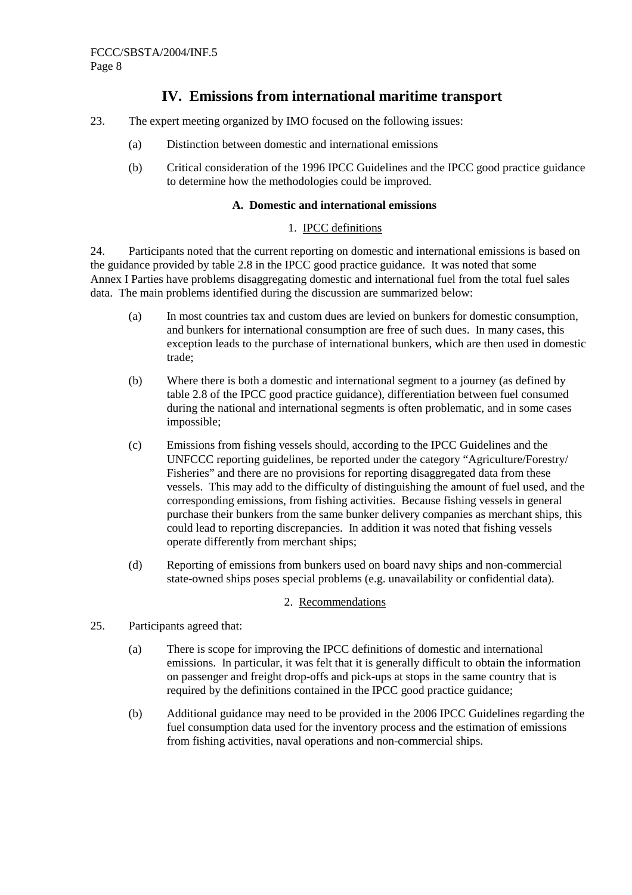## IV. Emissions from international maritime transport

23. The expert meeting organized by IMO focused on the following issues:

(a) Distinction between domestic and international emissions

(b) Critical consideration of the 1996 IPCC Guidelines and the IPCC good practice guidance to determine how the methodologies could be improved.

### A. Domestic and international emissions

#### 1. IPCC definitions

24. Participants noted that the current reporting on domestic and international emissions is based on the guidance provided by table 2.8 in the IPCC good practice guidance. It was noted that some Annex I Parties have problems disaggregating domestic and international fuel from the total fuel sales data. The main problems identified during the discussion are summarized below:

(a) In most countries tax and custom dues are levied on bunkers for domestic consumption, and bunkers for international consumption are free of such dues. In many cases, this exception leads to the purchase of international bunkers, which are then used in domestic trade;

(b) Where there is both a domestic and international segment to a journey (as defined by table 2.8 of the IPCC good practice guidance), differentiation between fuel consumed during the national and international segments is often problematic, and in some cases impossible;

(c) Emissions from fishing vessels should, according to the IPCC Guidelines and the UNFCCC reporting guidelines, be reported under the category "Agriculture/Forestry/ Fisheries" and there are no provisions for reporting disaggregated data from these vessels. This may add to the difficulty of distinguishing the amount of fuel used, and the corresponding emissions, from fishing activities. Because fishing vessels in general purchase their bunkers from the same bunker delivery companies as merchant ships, this could lead to reporting discrepancies. In addition it was noted that fishing vessels operate differently from merchant ships;

(d) Reporting of emissions from bunkers used on board navy ships and non-commercial state-owned ships poses special problems (e.g. unavailability or confidential data).

#### 2. Recommendations

25. Participants agreed that:

(a) There is scope for improving the IPCC definitions of domestic and international emissions. In particular, it was felt that it is generally difficult to obtain the information on passenger and freight drop-offs and pick-ups at stops in the same country that is required by the definitions contained in the IPCC good practice guidance;

(b) Additional guidance may need to be provided in the 2006 IPCC Guidelines regarding the fuel consumption data used for the inventory process and the estimation of emissions from fishing activities, naval operations and non-commercial ships.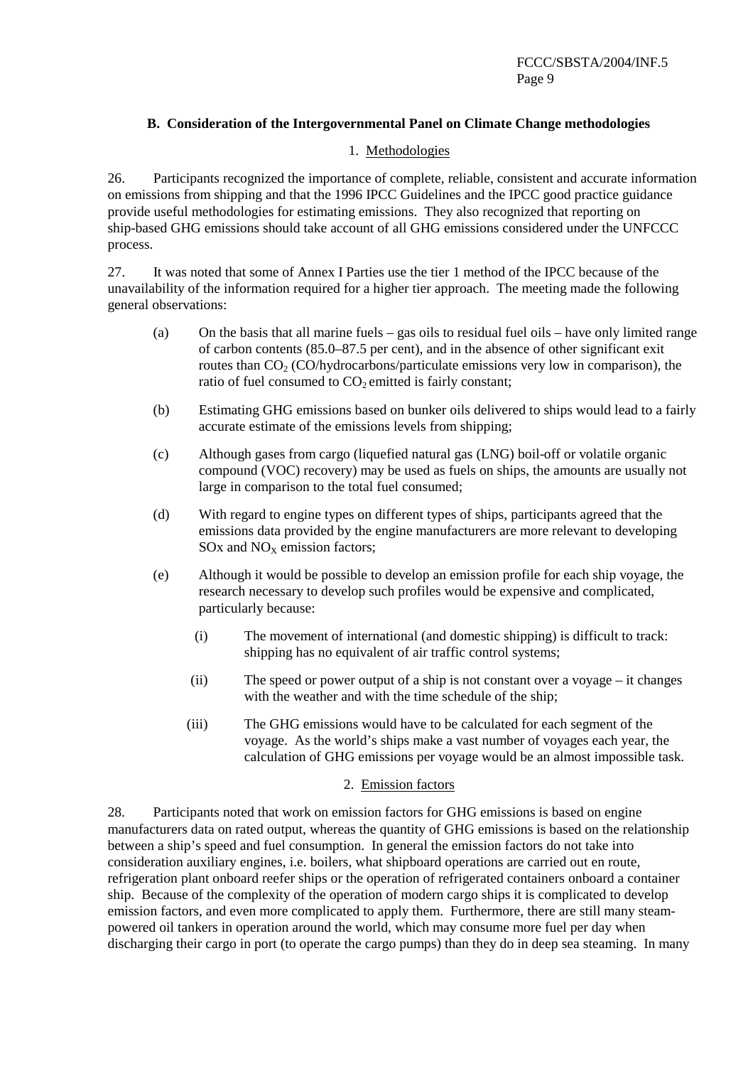### B. Consideration of the Intergovernmental Panel on Climate Change methodologies

#### 1. Methodologies

26. Participants recognized the importance of complete, reliable, consistent and accurate information on emissions from shipping and that the 1996 IPCC Guidelines and the IPCC good practice guidance provide useful methodologies for estimating emissions. They also recognized that reporting on ship-based GHG emissions should take account of all GHG emissions considered under the UNFCCC process.

27. It was noted that some of Annex I Parties use the tier 1 method of the IPCC because of the unavailability of the information required for a higher tier approach. The meeting made the following general observations:

(a) On the basis that all marine fuels – gas oils to residual fuel oils – have only limited range of carbon contents (85.0–87.5 per cent), and in the absence of other significant exit routes than $CO_2$ (CO/hydrocarbons/particulate emissions very low in comparison), the ratio of fuel consumed to $CO_2$ emitted is fairly constant;

(b) Estimating GHG emissions based on bunker oils delivered to ships would lead to a fairly accurate estimate of the emissions levels from shipping;

(c) Although gases from cargo (liquefied natural gas (LNG) boil-off or volatile organic compound (VOC) recovery) may be used as fuels on ships, the amounts are usually not large in comparison to the total fuel consumed;

(d) With regard to engine types on different types of ships, participants agreed that the emissions data provided by the engine manufacturers are more relevant to developing SOx and $NO_X$ emission factors;

(e) Although it would be possible to develop an emission profile for each ship voyage, the research necessary to develop such profiles would be expensive and complicated, particularly because:

   (i) The movement of international (and domestic shipping) is difficult to track: shipping has no equivalent of air traffic control systems;

   (ii) The speed or power output of a ship is not constant over a voyage – it changes with the weather and with the time schedule of the ship;

   (iii) The GHG emissions would have to be calculated for each segment of the voyage. As the world's ships make a vast number of voyages each year, the calculation of GHG emissions per voyage would be an almost impossible task.

#### 2. Emission factors

28. Participants noted that work on emission factors for GHG emissions is based on engine manufacturers data on rated output, whereas the quantity of GHG emissions is based on the relationship between a ship's speed and fuel consumption. In general the emission factors do not take into consideration auxiliary engines, i.e. boilers, what shipboard operations are carried out en route, refrigeration plant onboard reefer ships or the operation of refrigerated containers onboard a container ship. Because of the complexity of the operation of modern cargo ships it is complicated to develop emission factors, and even more complicated to apply them. Furthermore, there are still many steam-powered oil tankers in operation around the world, which may consume more fuel per day when discharging their cargo in port (to operate the cargo pumps) than they do in deep sea steaming. In many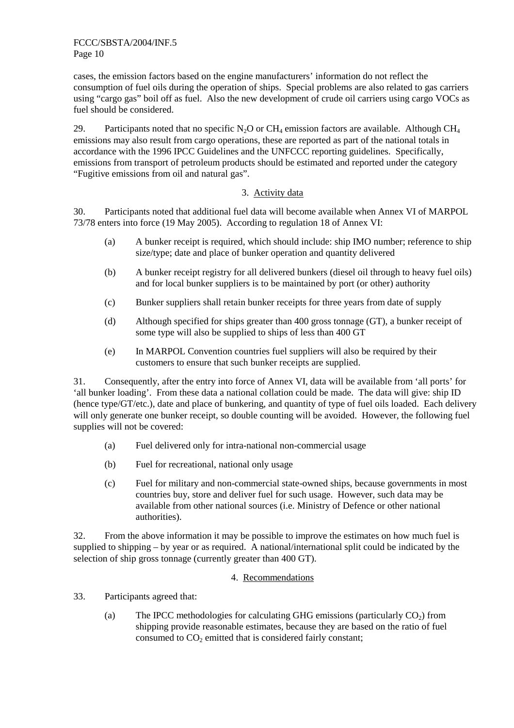cases, the emission factors based on the engine manufacturers' information do not reflect the consumption of fuel oils during the operation of ships. Special problems are also related to gas carriers using "cargo gas" boil off as fuel. Also the new development of crude oil carriers using cargo VOCs as fuel should be considered.

29. Participants noted that no specific $N_2O$ or $CH_4$ emission factors are available. Although $CH_4$ emissions may also result from cargo operations, these are reported as part of the national totals in accordance with the 1996 IPCC Guidelines and the UNFCCC reporting guidelines. Specifically, emissions from transport of petroleum products should be estimated and reported under the category "Fugitive emissions from oil and natural gas".

### 3. Activity data

30. Participants noted that additional fuel data will become available when Annex VI of MARPOL 73/78 enters into force (19 May 2005). According to regulation 18 of Annex VI:

(a) A bunker receipt is required, which should include: ship IMO number; reference to ship size/type; date and place of bunker operation and quantity delivered

(b) A bunker receipt registry for all delivered bunkers (diesel oil through to heavy fuel oils) and for local bunker suppliers is to be maintained by port (or other) authority

(c) Bunker suppliers shall retain bunker receipts for three years from date of supply

(d) Although specified for ships greater than 400 gross tonnage (GT), a bunker receipt of some type will also be supplied to ships of less than 400 GT

(e) In MARPOL Convention countries fuel suppliers will also be required by their customers to ensure that such bunker receipts are supplied.

31. Consequently, after the entry into force of Annex VI, data will be available from 'all ports' for 'all bunker loading'. From these data a national collation could be made. The data will give: ship ID (hence type/GT/etc.), date and place of bunkering, and quantity of type of fuel oils loaded. Each delivery will only generate one bunker receipt, so double counting will be avoided. However, the following fuel supplies will not be covered:

(a) Fuel delivered only for intra-national non-commercial usage

(b) Fuel for recreational, national only usage

(c) Fuel for military and non-commercial state-owned ships, because governments in most countries buy, store and deliver fuel for such usage. However, such data may be available from other national sources (i.e. Ministry of Defence or other national authorities).

32. From the above information it may be possible to improve the estimates on how much fuel is supplied to shipping – by year or as required. A national/international split could be indicated by the selection of ship gross tonnage (currently greater than 400 GT).

### 4. Recommendations

33. Participants agreed that:

(a) The IPCC methodologies for calculating GHG emissions (particularly $CO_2$) from shipping provide reasonable estimates, because they are based on the ratio of fuel consumed to $CO_2$ emitted that is considered fairly constant;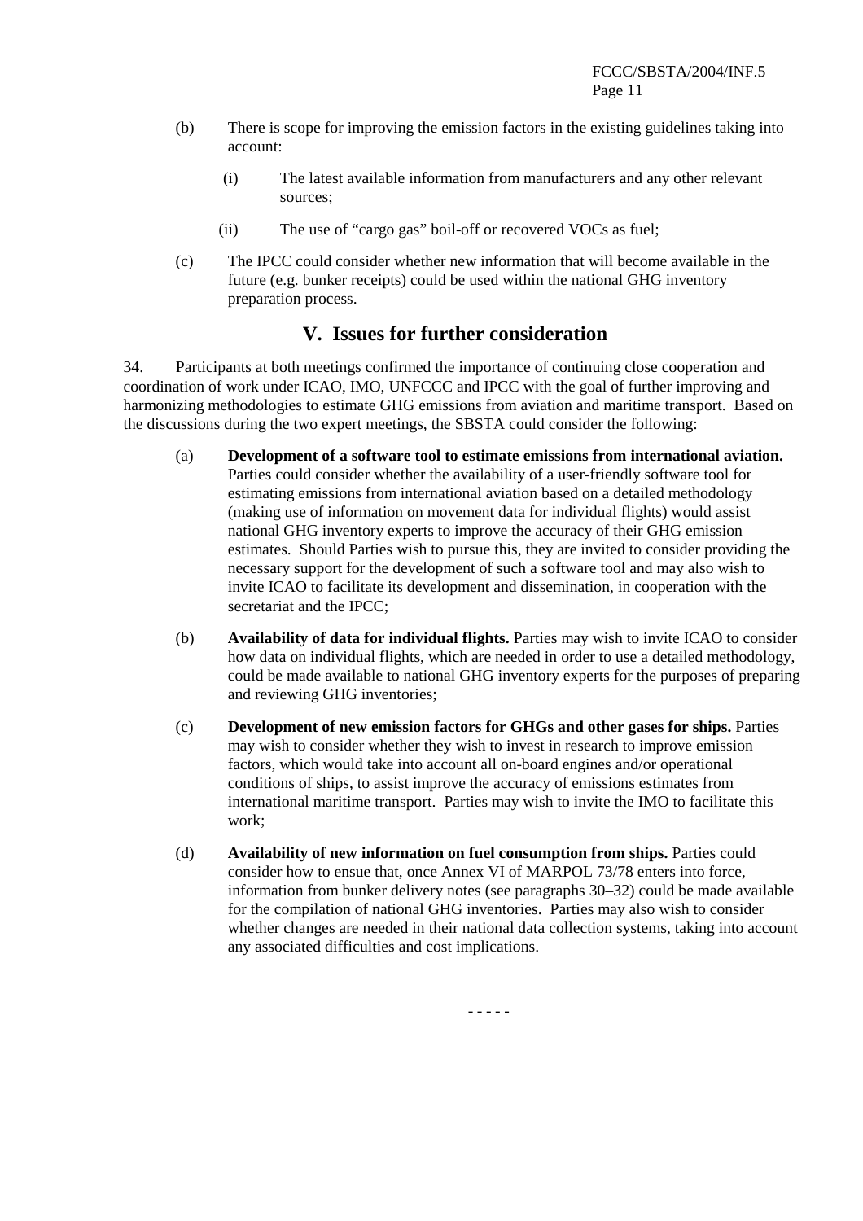(b) There is scope for improving the emission factors in the existing guidelines taking into account:

   (i) The latest available information from manufacturers and any other relevant sources;

   (ii) The use of "cargo gas" boil-off or recovered VOCs as fuel;

(c) The IPCC could consider whether new information that will become available in the future (e.g. bunker receipts) could be used within the national GHG inventory preparation process.

## V. Issues for further consideration

34. Participants at both meetings confirmed the importance of continuing close cooperation and coordination of work under ICAO, IMO, UNFCCC and IPCC with the goal of further improving and harmonizing methodologies to estimate GHG emissions from aviation and maritime transport. Based on the discussions during the two expert meetings, the SBSTA could consider the following:

(a) **Development of a software tool to estimate emissions from international aviation.** Parties could consider whether the availability of a user-friendly software tool for estimating emissions from international aviation based on a detailed methodology (making use of information on movement data for individual flights) would assist national GHG inventory experts to improve the accuracy of their GHG emission estimates. Should Parties wish to pursue this, they are invited to consider providing the necessary support for the development of such a software tool and may also wish to invite ICAO to facilitate its development and dissemination, in cooperation with the secretariat and the IPCC;

(b) **Availability of data for individual flights.** Parties may wish to invite ICAO to consider how data on individual flights, which are needed in order to use a detailed methodology, could be made available to national GHG inventory experts for the purposes of preparing and reviewing GHG inventories;

(c) **Development of new emission factors for GHGs and other gases for ships.** Parties may wish to consider whether they wish to invest in research to improve emission factors, which would take into account all on-board engines and/or operational conditions of ships, to assist improve the accuracy of emissions estimates from international maritime transport. Parties may wish to invite the IMO to facilitate this work;

(d) **Availability of new information on fuel consumption from ships.** Parties could consider how to ensue that, once Annex VI of MARPOL 73/78 enters into force, information from bunker delivery notes (see paragraphs 30–32) could be made available for the compilation of national GHG inventories. Parties may also wish to consider whether changes are needed in their national data collection systems, taking into account any associated difficulties and cost implications.

- - - - -